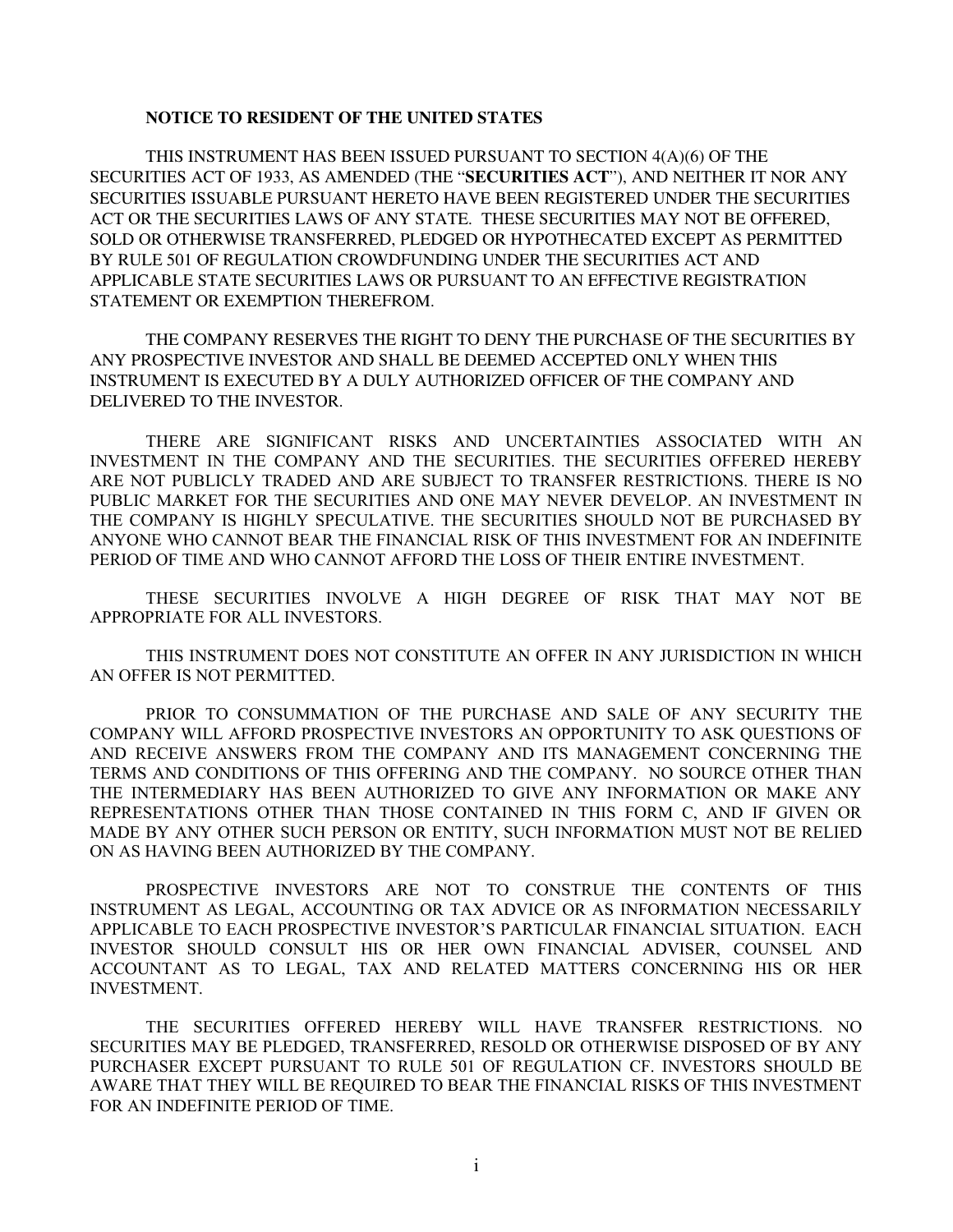**NOTICE TO RESIDENT OF THE UNITED STATES**

THIS INSTRUMENT HAS BEEN ISSUED PURSUANT TO SECTION 4(A)(6) OF THE SECURITIES ACT OF 1933, AS AMENDED (THE "**SECURITIES ACT**"), AND NEITHER IT NOR ANY SECURITIES ISSUABLE PURSUANT HERETO HAVE BEEN REGISTERED UNDER THE SECURITIES ACT OR THE SECURITIES LAWS OF ANY STATE. THESE SECURITIES MAY NOT BE OFFERED, SOLD OR OTHERWISE TRANSFERRED, PLEDGED OR HYPOTHECATED EXCEPT AS PERMITTED BY RULE 501 OF REGULATION CROWDFUNDING UNDER THE SECURITIES ACT AND APPLICABLE STATE SECURITIES LAWS OR PURSUANT TO AN EFFECTIVE REGISTRATION STATEMENT OR EXEMPTION THEREFROM.

THE COMPANY RESERVES THE RIGHT TO DENY THE PURCHASE OF THE SECURITIES BY ANY PROSPECTIVE INVESTOR AND SHALL BE DEEMED ACCEPTED ONLY WHEN THIS INSTRUMENT IS EXECUTED BY A DULY AUTHORIZED OFFICER OF THE COMPANY AND DELIVERED TO THE INVESTOR.

THERE ARE SIGNIFICANT RISKS AND UNCERTAINTIES ASSOCIATED WITH AN INVESTMENT IN THE COMPANY AND THE SECURITIES. THE SECURITIES OFFERED HEREBY ARE NOT PUBLICLY TRADED AND ARE SUBJECT TO TRANSFER RESTRICTIONS. THERE IS NO PUBLIC MARKET FOR THE SECURITIES AND ONE MAY NEVER DEVELOP. AN INVESTMENT IN THE COMPANY IS HIGHLY SPECULATIVE. THE SECURITIES SHOULD NOT BE PURCHASED BY ANYONE WHO CANNOT BEAR THE FINANCIAL RISK OF THIS INVESTMENT FOR AN INDEFINITE PERIOD OF TIME AND WHO CANNOT AFFORD THE LOSS OF THEIR ENTIRE INVESTMENT.

THESE SECURITIES INVOLVE A HIGH DEGREE OF RISK THAT MAY NOT BE APPROPRIATE FOR ALL INVESTORS.

THIS INSTRUMENT DOES NOT CONSTITUTE AN OFFER IN ANY JURISDICTION IN WHICH AN OFFER IS NOT PERMITTED.

PRIOR TO CONSUMMATION OF THE PURCHASE AND SALE OF ANY SECURITY THE COMPANY WILL AFFORD PROSPECTIVE INVESTORS AN OPPORTUNITY TO ASK QUESTIONS OF AND RECEIVE ANSWERS FROM THE COMPANY AND ITS MANAGEMENT CONCERNING THE TERMS AND CONDITIONS OF THIS OFFERING AND THE COMPANY. NO SOURCE OTHER THAN THE INTERMEDIARY HAS BEEN AUTHORIZED TO GIVE ANY INFORMATION OR MAKE ANY REPRESENTATIONS OTHER THAN THOSE CONTAINED IN THIS FORM C, AND IF GIVEN OR MADE BY ANY OTHER SUCH PERSON OR ENTITY, SUCH INFORMATION MUST NOT BE RELIED ON AS HAVING BEEN AUTHORIZED BY THE COMPANY.

PROSPECTIVE INVESTORS ARE NOT TO CONSTRUE THE CONTENTS OF THIS INSTRUMENT AS LEGAL, ACCOUNTING OR TAX ADVICE OR AS INFORMATION NECESSARILY APPLICABLE TO EACH PROSPECTIVE INVESTOR'S PARTICULAR FINANCIAL SITUATION. EACH INVESTOR SHOULD CONSULT HIS OR HER OWN FINANCIAL ADVISER, COUNSEL AND ACCOUNTANT AS TO LEGAL, TAX AND RELATED MATTERS CONCERNING HIS OR HER INVESTMENT.

THE SECURITIES OFFERED HEREBY WILL HAVE TRANSFER RESTRICTIONS. NO SECURITIES MAY BE PLEDGED, TRANSFERRED, RESOLD OR OTHERWISE DISPOSED OF BY ANY PURCHASER EXCEPT PURSUANT TO RULE 501 OF REGULATION CF. INVESTORS SHOULD BE AWARE THAT THEY WILL BE REQUIRED TO BEAR THE FINANCIAL RISKS OF THIS INVESTMENT FOR AN INDEFINITE PERIOD OF TIME.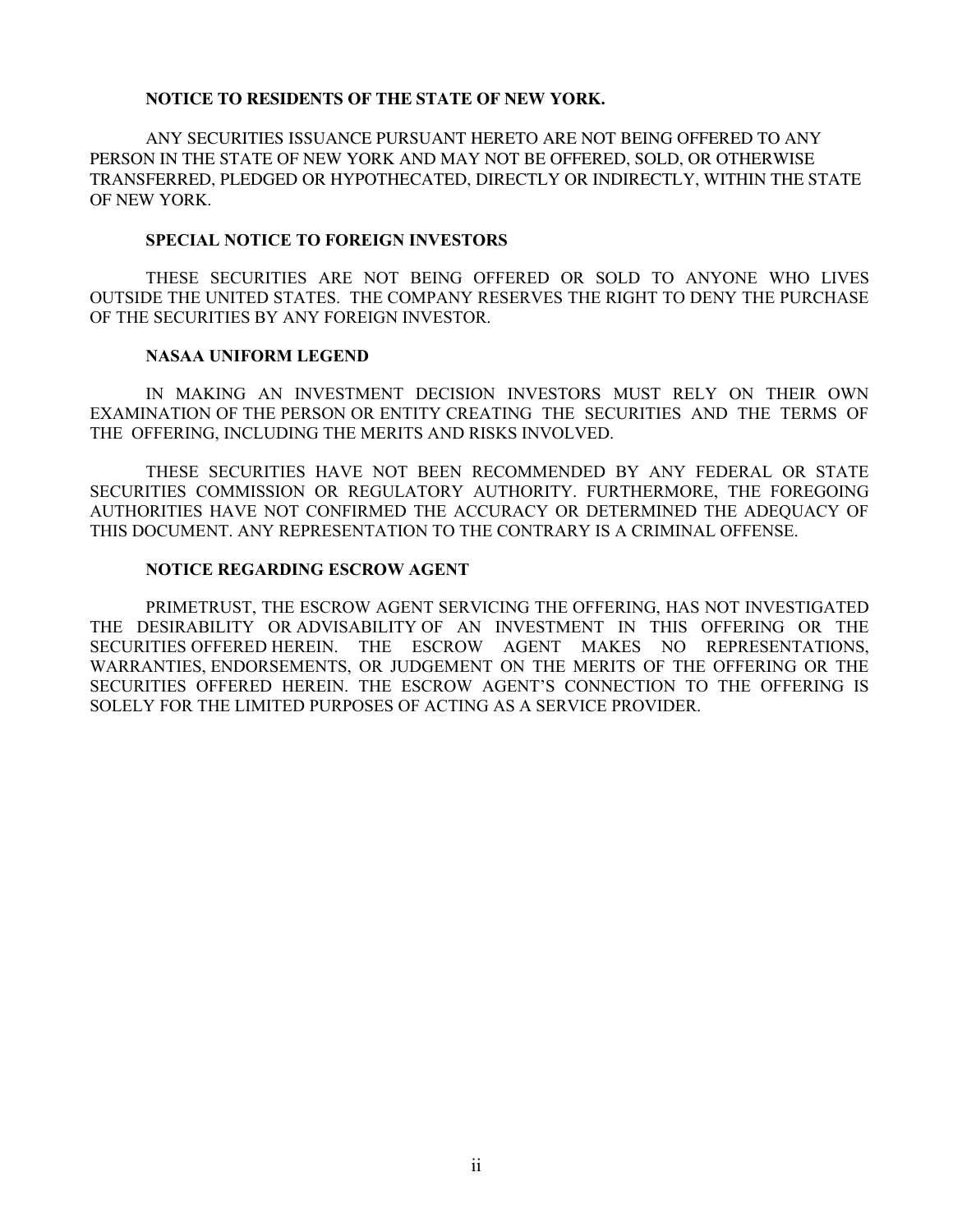**NOTICE TO RESIDENTS OF THE STATE OF NEW YORK.**

ANY SECURITIES ISSUANCE PURSUANT HERETO ARE NOT BEING OFFERED TO ANY PERSON IN THE STATE OF NEW YORK AND MAY NOT BE OFFERED, SOLD, OR OTHERWISE TRANSFERRED, PLEDGED OR HYPOTHECATED, DIRECTLY OR INDIRECTLY, WITHIN THE STATE OF NEW YORK.

**SPECIAL NOTICE TO FOREIGN INVESTORS**

THESE SECURITIES ARE NOT BEING OFFERED OR SOLD TO ANYONE WHO LIVES OUTSIDE THE UNITED STATES. THE COMPANY RESERVES THE RIGHT TO DENY THE PURCHASE OF THE SECURITIES BY ANY FOREIGN INVESTOR.

**NASAA UNIFORM LEGEND**

IN MAKING AN INVESTMENT DECISION INVESTORS MUST RELY ON THEIR OWN EXAMINATION OF THE PERSON OR ENTITY CREATING THE SECURITIES AND THE TERMS OF THE OFFERING, INCLUDING THE MERITS AND RISKS INVOLVED.

THESE SECURITIES HAVE NOT BEEN RECOMMENDED BY ANY FEDERAL OR STATE SECURITIES COMMISSION OR REGULATORY AUTHORITY. FURTHERMORE, THE FOREGOING AUTHORITIES HAVE NOT CONFIRMED THE ACCURACY OR DETERMINED THE ADEQUACY OF THIS DOCUMENT. ANY REPRESENTATION TO THE CONTRARY IS A CRIMINAL OFFENSE.

**NOTICE REGARDING ESCROW AGENT**

PRIMETRUST, THE ESCROW AGENT SERVICING THE OFFERING, HAS NOT INVESTIGATED THE DESIRABILITY OR ADVISABILITY OF AN INVESTMENT IN THIS OFFERING OR THE SECURITIES OFFERED HEREIN. THE ESCROW AGENT MAKES NO REPRESENTATIONS, WARRANTIES, ENDORSEMENTS, OR JUDGEMENT ON THE MERITS OF THE OFFERING OR THE SECURITIES OFFERED HEREIN. THE ESCROW AGENT'S CONNECTION TO THE OFFERING IS SOLELY FOR THE LIMITED PURPOSES OF ACTING AS A SERVICE PROVIDER.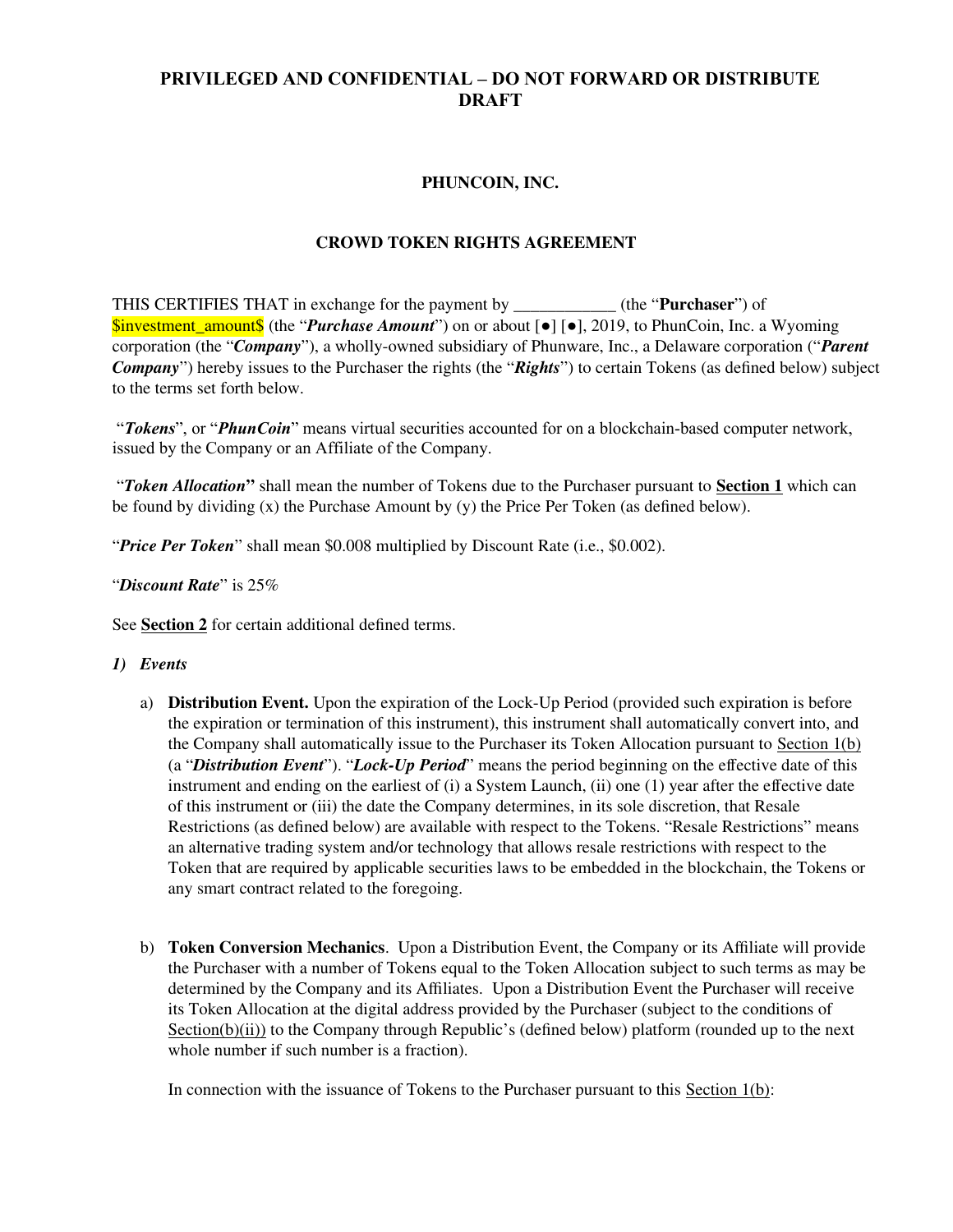**PRIVILEGED AND CONFIDENTIAL – DO NOT FORWARD OR DISTRIBUTE**
**DRAFT**

**PHUNCOIN, INC.**

**CROWD TOKEN RIGHTS AGREEMENT**

THIS CERTIFIES THAT in exchange for the payment by ____________ (the "**Purchaser**") of $investment_amount$ (the "***Purchase Amount***") on or about [●] [●], 2019, to PhunCoin, Inc. a Wyoming corporation (the "***Company***"), a wholly-owned subsidiary of Phunware, Inc., a Delaware corporation ("***Parent Company***") hereby issues to the Purchaser the rights (the "***Rights***") to certain Tokens (as defined below) subject to the terms set forth below.

"***Tokens***", or "***PhunCoin***" means virtual securities accounted for on a blockchain-based computer network, issued by the Company or an Affiliate of the Company.

"***Token Allocation***" shall mean the number of Tokens due to the Purchaser pursuant to **Section 1** which can be found by dividing (x) the Purchase Amount by (y) the Price Per Token (as defined below).

"***Price Per Token***" shall mean $0.008 multiplied by Discount Rate (i.e., $0.002).

"***Discount Rate***" is 25%

See **Section 2** for certain additional defined terms.

***1) Events***

a) **Distribution Event.** Upon the expiration of the Lock-Up Period (provided such expiration is before the expiration or termination of this instrument), this instrument shall automatically convert into, and the Company shall automatically issue to the Purchaser its Token Allocation pursuant to Section 1(b) (a "***Distribution Event***"). "***Lock-Up Period***" means the period beginning on the effective date of this instrument and ending on the earliest of (i) a System Launch, (ii) one (1) year after the effective date of this instrument or (iii) the date the Company determines, in its sole discretion, that Resale Restrictions (as defined below) are available with respect to the Tokens. "Resale Restrictions" means an alternative trading system and/or technology that allows resale restrictions with respect to the Token that are required by applicable securities laws to be embedded in the blockchain, the Tokens or any smart contract related to the foregoing.

b) **Token Conversion Mechanics**. Upon a Distribution Event, the Company or its Affiliate will provide the Purchaser with a number of Tokens equal to the Token Allocation subject to such terms as may be determined by the Company and its Affiliates. Upon a Distribution Event the Purchaser will receive its Token Allocation at the digital address provided by the Purchaser (subject to the conditions of Section(b)(ii)) to the Company through Republic's (defined below) platform (rounded up to the next whole number if such number is a fraction).

In connection with the issuance of Tokens to the Purchaser pursuant to this Section 1(b):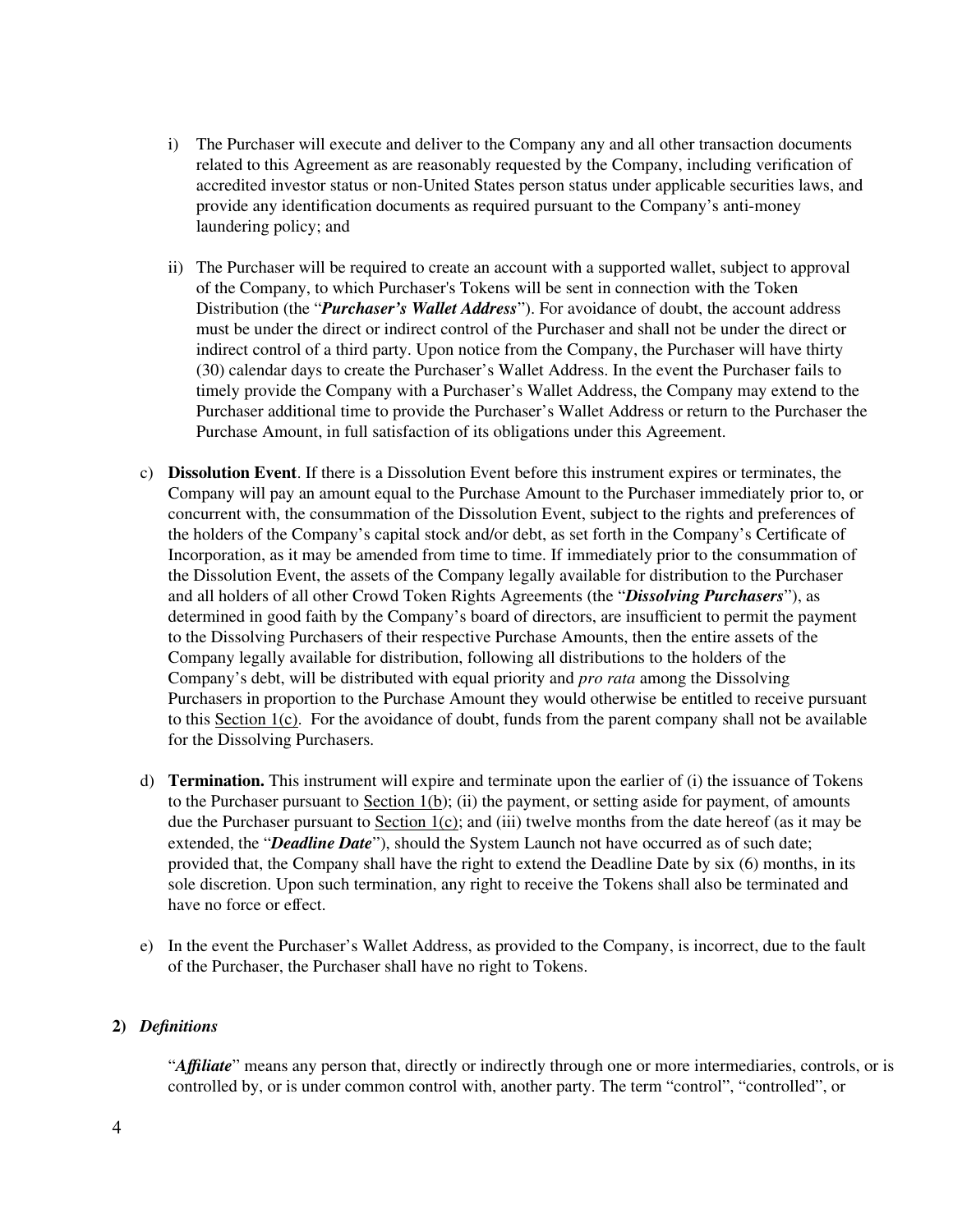i) The Purchaser will execute and deliver to the Company any and all other transaction documents related to this Agreement as are reasonably requested by the Company, including verification of accredited investor status or non-United States person status under applicable securities laws, and provide any identification documents as required pursuant to the Company's anti-money laundering policy; and

ii) The Purchaser will be required to create an account with a supported wallet, subject to approval of the Company, to which Purchaser's Tokens will be sent in connection with the Token Distribution (the "***Purchaser's Wallet Address***"). For avoidance of doubt, the account address must be under the direct or indirect control of the Purchaser and shall not be under the direct or indirect control of a third party. Upon notice from the Company, the Purchaser will have thirty (30) calendar days to create the Purchaser's Wallet Address. In the event the Purchaser fails to timely provide the Company with a Purchaser's Wallet Address, the Company may extend to the Purchaser additional time to provide the Purchaser's Wallet Address or return to the Purchaser the Purchase Amount, in full satisfaction of its obligations under this Agreement.

c) **Dissolution Event**. If there is a Dissolution Event before this instrument expires or terminates, the Company will pay an amount equal to the Purchase Amount to the Purchaser immediately prior to, or concurrent with, the consummation of the Dissolution Event, subject to the rights and preferences of the holders of the Company's capital stock and/or debt, as set forth in the Company's Certificate of Incorporation, as it may be amended from time to time. If immediately prior to the consummation of the Dissolution Event, the assets of the Company legally available for distribution to the Purchaser and all holders of all other Crowd Token Rights Agreements (the "***Dissolving Purchasers***"), as determined in good faith by the Company's board of directors, are insufficient to permit the payment to the Dissolving Purchasers of their respective Purchase Amounts, then the entire assets of the Company legally available for distribution, following all distributions to the holders of the Company's debt, will be distributed with equal priority and *pro rata* among the Dissolving Purchasers in proportion to the Purchase Amount they would otherwise be entitled to receive pursuant to this Section 1(c). For the avoidance of doubt, funds from the parent company shall not be available for the Dissolving Purchasers.

d) **Termination.** This instrument will expire and terminate upon the earlier of (i) the issuance of Tokens to the Purchaser pursuant to Section 1(b); (ii) the payment, or setting aside for payment, of amounts due the Purchaser pursuant to Section 1(c); and (iii) twelve months from the date hereof (as it may be extended, the "***Deadline Date***"), should the System Launch not have occurred as of such date; provided that, the Company shall have the right to extend the Deadline Date by six (6) months, in its sole discretion. Upon such termination, any right to receive the Tokens shall also be terminated and have no force or effect.

e) In the event the Purchaser's Wallet Address, as provided to the Company, is incorrect, due to the fault of the Purchaser, the Purchaser shall have no right to Tokens.

**2)** ***Definitions***

"***Affiliate***" means any person that, directly or indirectly through one or more intermediaries, controls, or is controlled by, or is under common control with, another party. The term "control", "controlled", or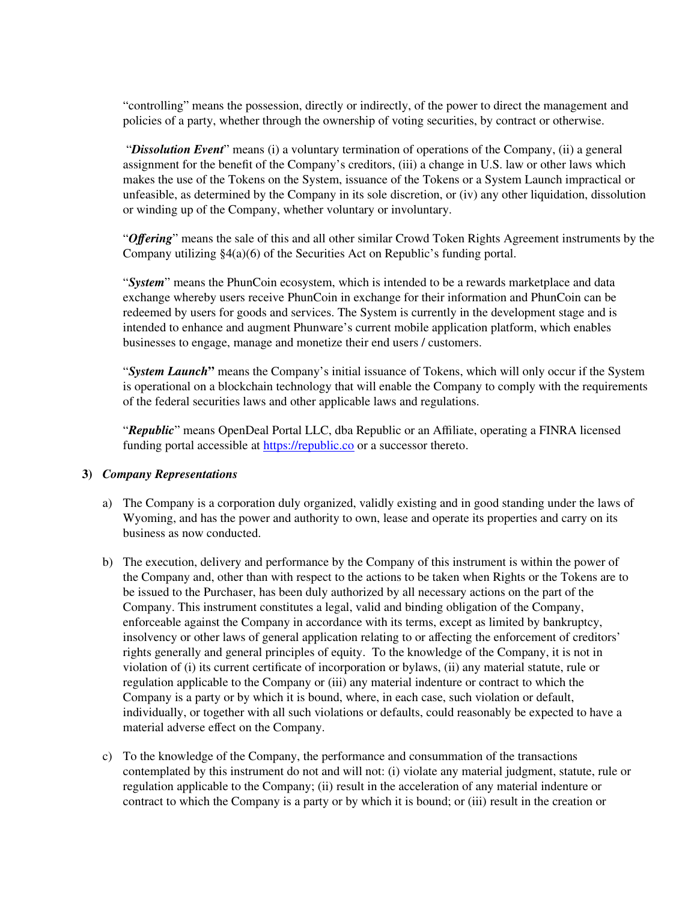"controlling" means the possession, directly or indirectly, of the power to direct the management and policies of a party, whether through the ownership of voting securities, by contract or otherwise.

"***Dissolution Event***" means (i) a voluntary termination of operations of the Company, (ii) a general assignment for the benefit of the Company's creditors, (iii) a change in U.S. law or other laws which makes the use of the Tokens on the System, issuance of the Tokens or a System Launch impractical or unfeasible, as determined by the Company in its sole discretion, or (iv) any other liquidation, dissolution or winding up of the Company, whether voluntary or involuntary.

"***Offering***" means the sale of this and all other similar Crowd Token Rights Agreement instruments by the Company utilizing §4(a)(6) of the Securities Act on Republic's funding portal.

"***System***" means the PhunCoin ecosystem, which is intended to be a rewards marketplace and data exchange whereby users receive PhunCoin in exchange for their information and PhunCoin can be redeemed by users for goods and services. The System is currently in the development stage and is intended to enhance and augment Phunware's current mobile application platform, which enables businesses to engage, manage and monetize their end users / customers.

"***System Launch***" means the Company's initial issuance of Tokens, which will only occur if the System is operational on a blockchain technology that will enable the Company to comply with the requirements of the federal securities laws and other applicable laws and regulations.

"***Republic***" means OpenDeal Portal LLC, dba Republic or an Affiliate, operating a FINRA licensed funding portal accessible at https://republic.co or a successor thereto.

**3)** ***Company Representations***

a) The Company is a corporation duly organized, validly existing and in good standing under the laws of Wyoming, and has the power and authority to own, lease and operate its properties and carry on its business as now conducted.

b) The execution, delivery and performance by the Company of this instrument is within the power of the Company and, other than with respect to the actions to be taken when Rights or the Tokens are to be issued to the Purchaser, has been duly authorized by all necessary actions on the part of the Company. This instrument constitutes a legal, valid and binding obligation of the Company, enforceable against the Company in accordance with its terms, except as limited by bankruptcy, insolvency or other laws of general application relating to or affecting the enforcement of creditors' rights generally and general principles of equity. To the knowledge of the Company, it is not in violation of (i) its current certificate of incorporation or bylaws, (ii) any material statute, rule or regulation applicable to the Company or (iii) any material indenture or contract to which the Company is a party or by which it is bound, where, in each case, such violation or default, individually, or together with all such violations or defaults, could reasonably be expected to have a material adverse effect on the Company.

c) To the knowledge of the Company, the performance and consummation of the transactions contemplated by this instrument do not and will not: (i) violate any material judgment, statute, rule or regulation applicable to the Company; (ii) result in the acceleration of any material indenture or contract to which the Company is a party or by which it is bound; or (iii) result in the creation or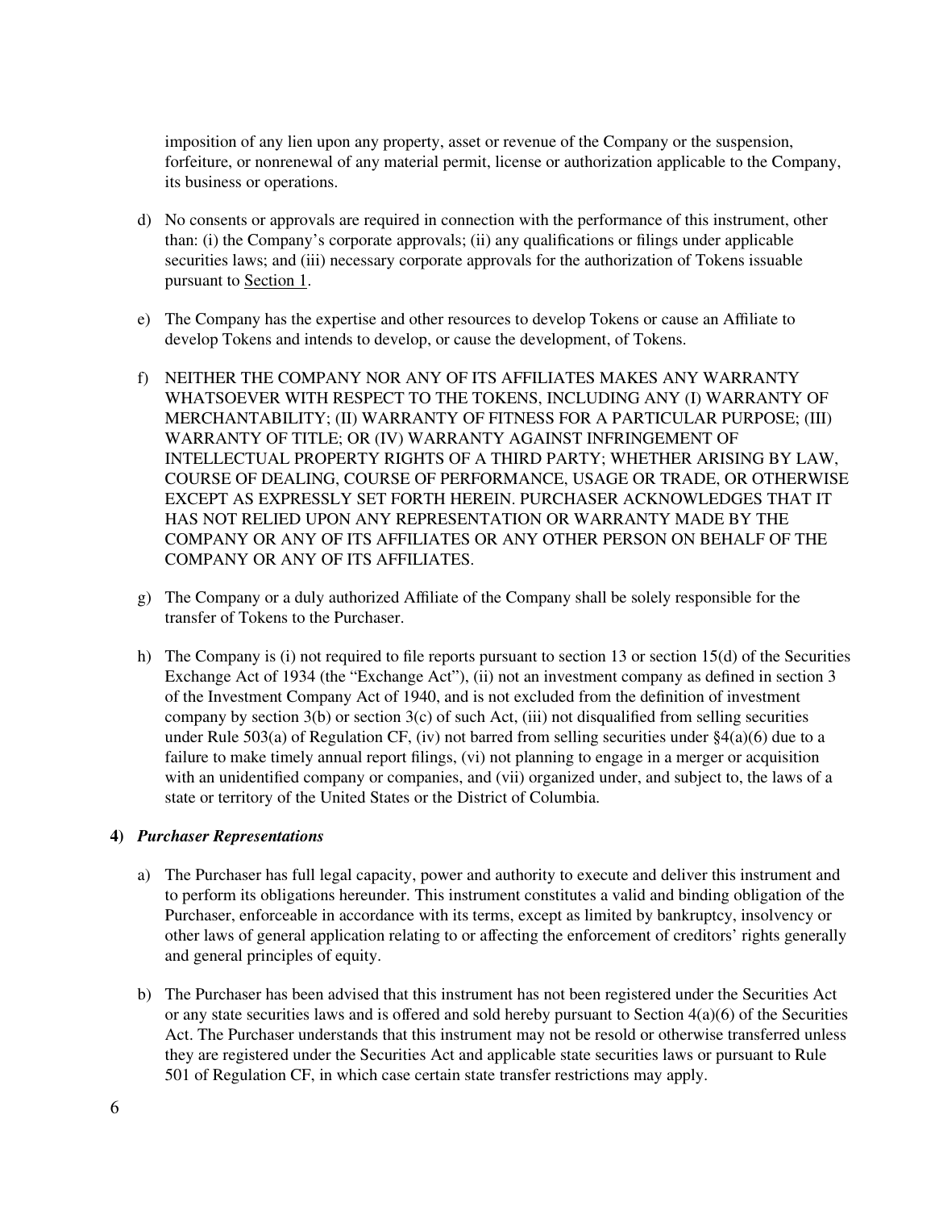imposition of any lien upon any property, asset or revenue of the Company or the suspension, forfeiture, or nonrenewal of any material permit, license or authorization applicable to the Company, its business or operations.

d) No consents or approvals are required in connection with the performance of this instrument, other than: (i) the Company's corporate approvals; (ii) any qualifications or filings under applicable securities laws; and (iii) necessary corporate approvals for the authorization of Tokens issuable pursuant to Section 1.

e) The Company has the expertise and other resources to develop Tokens or cause an Affiliate to develop Tokens and intends to develop, or cause the development, of Tokens.

f) NEITHER THE COMPANY NOR ANY OF ITS AFFILIATES MAKES ANY WARRANTY WHATSOEVER WITH RESPECT TO THE TOKENS, INCLUDING ANY (I) WARRANTY OF MERCHANTABILITY; (II) WARRANTY OF FITNESS FOR A PARTICULAR PURPOSE; (III) WARRANTY OF TITLE; OR (IV) WARRANTY AGAINST INFRINGEMENT OF INTELLECTUAL PROPERTY RIGHTS OF A THIRD PARTY; WHETHER ARISING BY LAW, COURSE OF DEALING, COURSE OF PERFORMANCE, USAGE OR TRADE, OR OTHERWISE EXCEPT AS EXPRESSLY SET FORTH HEREIN. PURCHASER ACKNOWLEDGES THAT IT HAS NOT RELIED UPON ANY REPRESENTATION OR WARRANTY MADE BY THE COMPANY OR ANY OF ITS AFFILIATES OR ANY OTHER PERSON ON BEHALF OF THE COMPANY OR ANY OF ITS AFFILIATES.

g) The Company or a duly authorized Affiliate of the Company shall be solely responsible for the transfer of Tokens to the Purchaser.

h) The Company is (i) not required to file reports pursuant to section 13 or section 15(d) of the Securities Exchange Act of 1934 (the "Exchange Act"), (ii) not an investment company as defined in section 3 of the Investment Company Act of 1940, and is not excluded from the definition of investment company by section 3(b) or section 3(c) of such Act, (iii) not disqualified from selling securities under Rule 503(a) of Regulation CF, (iv) not barred from selling securities under §4(a)(6) due to a failure to make timely annual report filings, (vi) not planning to engage in a merger or acquisition with an unidentified company or companies, and (vii) organized under, and subject to, the laws of a state or territory of the United States or the District of Columbia.

**4)** ***Purchaser Representations***

a) The Purchaser has full legal capacity, power and authority to execute and deliver this instrument and to perform its obligations hereunder. This instrument constitutes a valid and binding obligation of the Purchaser, enforceable in accordance with its terms, except as limited by bankruptcy, insolvency or other laws of general application relating to or affecting the enforcement of creditors' rights generally and general principles of equity.

b) The Purchaser has been advised that this instrument has not been registered under the Securities Act or any state securities laws and is offered and sold hereby pursuant to Section 4(a)(6) of the Securities Act. The Purchaser understands that this instrument may not be resold or otherwise transferred unless they are registered under the Securities Act and applicable state securities laws or pursuant to Rule 501 of Regulation CF, in which case certain state transfer restrictions may apply.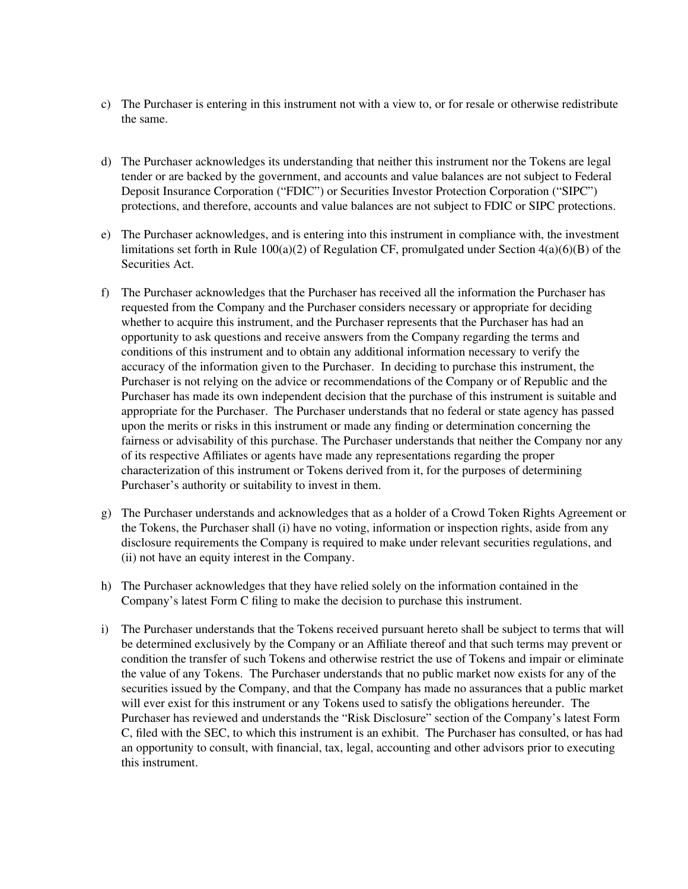c) The Purchaser is entering in this instrument not with a view to, or for resale or otherwise redistribute the same.

d) The Purchaser acknowledges its understanding that neither this instrument nor the Tokens are legal tender or are backed by the government, and accounts and value balances are not subject to Federal Deposit Insurance Corporation ("FDIC") or Securities Investor Protection Corporation ("SIPC") protections, and therefore, accounts and value balances are not subject to FDIC or SIPC protections.

e) The Purchaser acknowledges, and is entering into this instrument in compliance with, the investment limitations set forth in Rule 100(a)(2) of Regulation CF, promulgated under Section 4(a)(6)(B) of the Securities Act.

f) The Purchaser acknowledges that the Purchaser has received all the information the Purchaser has requested from the Company and the Purchaser considers necessary or appropriate for deciding whether to acquire this instrument, and the Purchaser represents that the Purchaser has had an opportunity to ask questions and receive answers from the Company regarding the terms and conditions of this instrument and to obtain any additional information necessary to verify the accuracy of the information given to the Purchaser. In deciding to purchase this instrument, the Purchaser is not relying on the advice or recommendations of the Company or of Republic and the Purchaser has made its own independent decision that the purchase of this instrument is suitable and appropriate for the Purchaser. The Purchaser understands that no federal or state agency has passed upon the merits or risks in this instrument or made any finding or determination concerning the fairness or advisability of this purchase. The Purchaser understands that neither the Company nor any of its respective Affiliates or agents have made any representations regarding the proper characterization of this instrument or Tokens derived from it, for the purposes of determining Purchaser's authority or suitability to invest in them.

g) The Purchaser understands and acknowledges that as a holder of a Crowd Token Rights Agreement or the Tokens, the Purchaser shall (i) have no voting, information or inspection rights, aside from any disclosure requirements the Company is required to make under relevant securities regulations, and (ii) not have an equity interest in the Company.

h) The Purchaser acknowledges that they have relied solely on the information contained in the Company's latest Form C filing to make the decision to purchase this instrument.

i) The Purchaser understands that the Tokens received pursuant hereto shall be subject to terms that will be determined exclusively by the Company or an Affiliate thereof and that such terms may prevent or condition the transfer of such Tokens and otherwise restrict the use of Tokens and impair or eliminate the value of any Tokens. The Purchaser understands that no public market now exists for any of the securities issued by the Company, and that the Company has made no assurances that a public market will ever exist for this instrument or any Tokens used to satisfy the obligations hereunder. The Purchaser has reviewed and understands the "Risk Disclosure" section of the Company's latest Form C, filed with the SEC, to which this instrument is an exhibit. The Purchaser has consulted, or has had an opportunity to consult, with financial, tax, legal, accounting and other advisors prior to executing this instrument.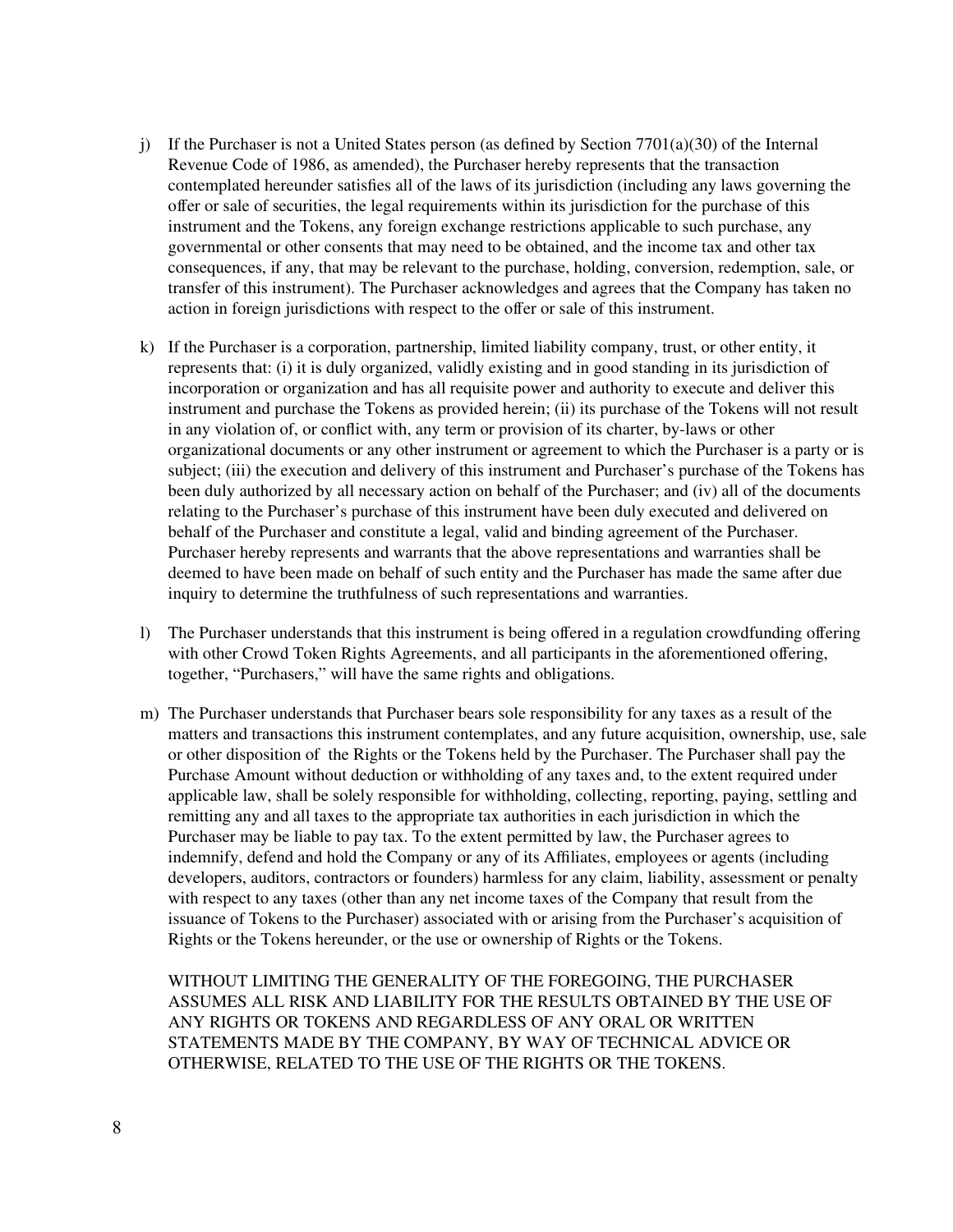j) If the Purchaser is not a United States person (as defined by Section 7701(a)(30) of the Internal Revenue Code of 1986, as amended), the Purchaser hereby represents that the transaction contemplated hereunder satisfies all of the laws of its jurisdiction (including any laws governing the offer or sale of securities, the legal requirements within its jurisdiction for the purchase of this instrument and the Tokens, any foreign exchange restrictions applicable to such purchase, any governmental or other consents that may need to be obtained, and the income tax and other tax consequences, if any, that may be relevant to the purchase, holding, conversion, redemption, sale, or transfer of this instrument). The Purchaser acknowledges and agrees that the Company has taken no action in foreign jurisdictions with respect to the offer or sale of this instrument.

k) If the Purchaser is a corporation, partnership, limited liability company, trust, or other entity, it represents that: (i) it is duly organized, validly existing and in good standing in its jurisdiction of incorporation or organization and has all requisite power and authority to execute and deliver this instrument and purchase the Tokens as provided herein; (ii) its purchase of the Tokens will not result in any violation of, or conflict with, any term or provision of its charter, by-laws or other organizational documents or any other instrument or agreement to which the Purchaser is a party or is subject; (iii) the execution and delivery of this instrument and Purchaser's purchase of the Tokens has been duly authorized by all necessary action on behalf of the Purchaser; and (iv) all of the documents relating to the Purchaser's purchase of this instrument have been duly executed and delivered on behalf of the Purchaser and constitute a legal, valid and binding agreement of the Purchaser. Purchaser hereby represents and warrants that the above representations and warranties shall be deemed to have been made on behalf of such entity and the Purchaser has made the same after due inquiry to determine the truthfulness of such representations and warranties.

l) The Purchaser understands that this instrument is being offered in a regulation crowdfunding offering with other Crowd Token Rights Agreements, and all participants in the aforementioned offering, together, "Purchasers," will have the same rights and obligations.

m) The Purchaser understands that Purchaser bears sole responsibility for any taxes as a result of the matters and transactions this instrument contemplates, and any future acquisition, ownership, use, sale or other disposition of the Rights or the Tokens held by the Purchaser. The Purchaser shall pay the Purchase Amount without deduction or withholding of any taxes and, to the extent required under applicable law, shall be solely responsible for withholding, collecting, reporting, paying, settling and remitting any and all taxes to the appropriate tax authorities in each jurisdiction in which the Purchaser may be liable to pay tax. To the extent permitted by law, the Purchaser agrees to indemnify, defend and hold the Company or any of its Affiliates, employees or agents (including developers, auditors, contractors or founders) harmless for any claim, liability, assessment or penalty with respect to any taxes (other than any net income taxes of the Company that result from the issuance of Tokens to the Purchaser) associated with or arising from the Purchaser's acquisition of Rights or the Tokens hereunder, or the use or ownership of Rights or the Tokens.

   WITHOUT LIMITING THE GENERALITY OF THE FOREGOING, THE PURCHASER ASSUMES ALL RISK AND LIABILITY FOR THE RESULTS OBTAINED BY THE USE OF ANY RIGHTS OR TOKENS AND REGARDLESS OF ANY ORAL OR WRITTEN STATEMENTS MADE BY THE COMPANY, BY WAY OF TECHNICAL ADVICE OR OTHERWISE, RELATED TO THE USE OF THE RIGHTS OR THE TOKENS.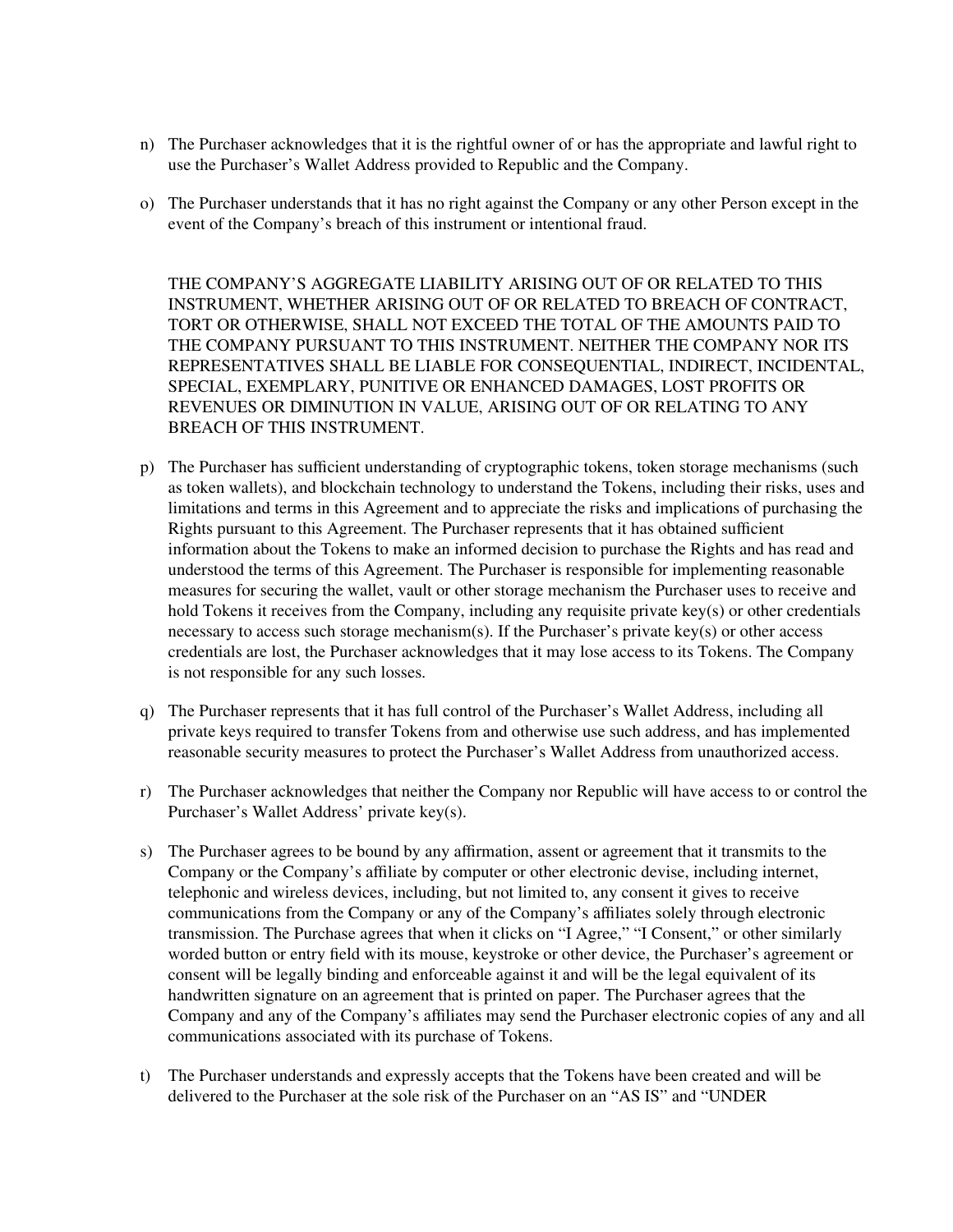n) The Purchaser acknowledges that it is the rightful owner of or has the appropriate and lawful right to use the Purchaser's Wallet Address provided to Republic and the Company.

o) The Purchaser understands that it has no right against the Company or any other Person except in the event of the Company's breach of this instrument or intentional fraud.

THE COMPANY'S AGGREGATE LIABILITY ARISING OUT OF OR RELATED TO THIS INSTRUMENT, WHETHER ARISING OUT OF OR RELATED TO BREACH OF CONTRACT, TORT OR OTHERWISE, SHALL NOT EXCEED THE TOTAL OF THE AMOUNTS PAID TO THE COMPANY PURSUANT TO THIS INSTRUMENT. NEITHER THE COMPANY NOR ITS REPRESENTATIVES SHALL BE LIABLE FOR CONSEQUENTIAL, INDIRECT, INCIDENTAL, SPECIAL, EXEMPLARY, PUNITIVE OR ENHANCED DAMAGES, LOST PROFITS OR REVENUES OR DIMINUTION IN VALUE, ARISING OUT OF OR RELATING TO ANY BREACH OF THIS INSTRUMENT.

p) The Purchaser has sufficient understanding of cryptographic tokens, token storage mechanisms (such as token wallets), and blockchain technology to understand the Tokens, including their risks, uses and limitations and terms in this Agreement and to appreciate the risks and implications of purchasing the Rights pursuant to this Agreement. The Purchaser represents that it has obtained sufficient information about the Tokens to make an informed decision to purchase the Rights and has read and understood the terms of this Agreement. The Purchaser is responsible for implementing reasonable measures for securing the wallet, vault or other storage mechanism the Purchaser uses to receive and hold Tokens it receives from the Company, including any requisite private key(s) or other credentials necessary to access such storage mechanism(s). If the Purchaser's private key(s) or other access credentials are lost, the Purchaser acknowledges that it may lose access to its Tokens. The Company is not responsible for any such losses.

q) The Purchaser represents that it has full control of the Purchaser's Wallet Address, including all private keys required to transfer Tokens from and otherwise use such address, and has implemented reasonable security measures to protect the Purchaser's Wallet Address from unauthorized access.

r) The Purchaser acknowledges that neither the Company nor Republic will have access to or control the Purchaser's Wallet Address' private key(s).

s) The Purchaser agrees to be bound by any affirmation, assent or agreement that it transmits to the Company or the Company's affiliate by computer or other electronic devise, including internet, telephonic and wireless devices, including, but not limited to, any consent it gives to receive communications from the Company or any of the Company's affiliates solely through electronic transmission. The Purchase agrees that when it clicks on "I Agree," "I Consent," or other similarly worded button or entry field with its mouse, keystroke or other device, the Purchaser's agreement or consent will be legally binding and enforceable against it and will be the legal equivalent of its handwritten signature on an agreement that is printed on paper. The Purchaser agrees that the Company and any of the Company's affiliates may send the Purchaser electronic copies of any and all communications associated with its purchase of Tokens.

t) The Purchaser understands and expressly accepts that the Tokens have been created and will be delivered to the Purchaser at the sole risk of the Purchaser on an "AS IS" and "UNDER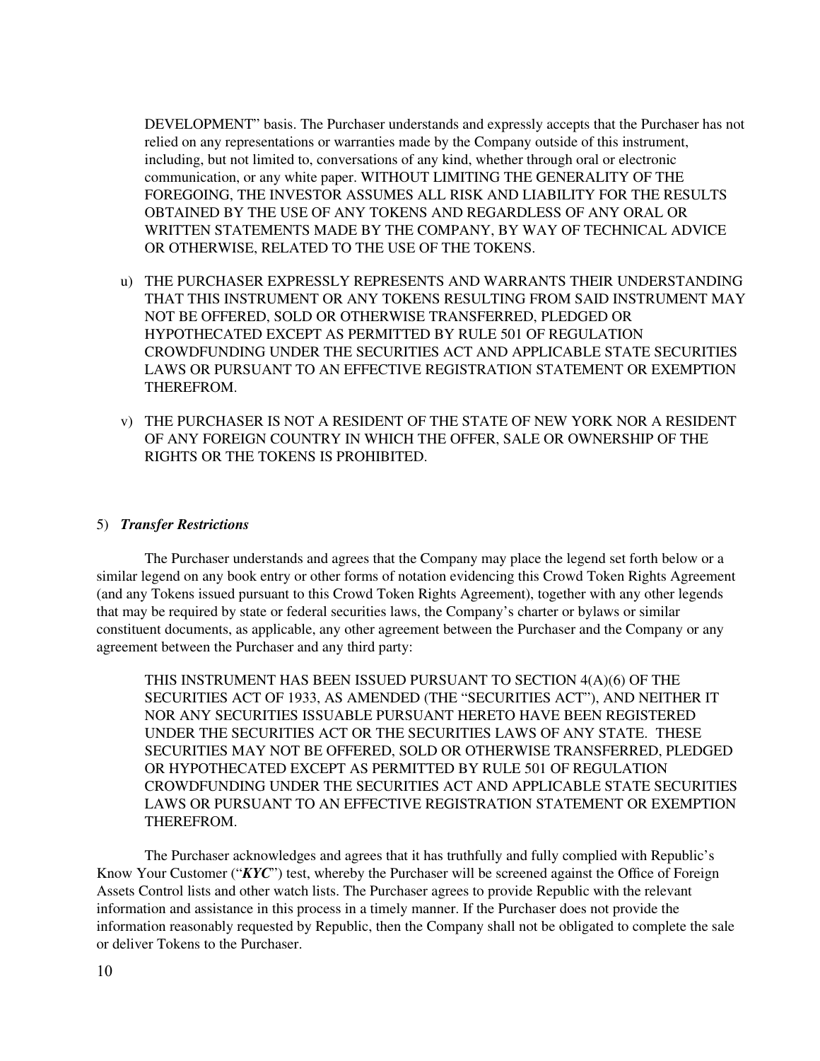DEVELOPMENT" basis. The Purchaser understands and expressly accepts that the Purchaser has not relied on any representations or warranties made by the Company outside of this instrument, including, but not limited to, conversations of any kind, whether through oral or electronic communication, or any white paper. WITHOUT LIMITING THE GENERALITY OF THE FOREGOING, THE INVESTOR ASSUMES ALL RISK AND LIABILITY FOR THE RESULTS OBTAINED BY THE USE OF ANY TOKENS AND REGARDLESS OF ANY ORAL OR WRITTEN STATEMENTS MADE BY THE COMPANY, BY WAY OF TECHNICAL ADVICE OR OTHERWISE, RELATED TO THE USE OF THE TOKENS.

u) THE PURCHASER EXPRESSLY REPRESENTS AND WARRANTS THEIR UNDERSTANDING THAT THIS INSTRUMENT OR ANY TOKENS RESULTING FROM SAID INSTRUMENT MAY NOT BE OFFERED, SOLD OR OTHERWISE TRANSFERRED, PLEDGED OR HYPOTHECATED EXCEPT AS PERMITTED BY RULE 501 OF REGULATION CROWDFUNDING UNDER THE SECURITIES ACT AND APPLICABLE STATE SECURITIES LAWS OR PURSUANT TO AN EFFECTIVE REGISTRATION STATEMENT OR EXEMPTION THEREFROM.

v) THE PURCHASER IS NOT A RESIDENT OF THE STATE OF NEW YORK NOR A RESIDENT OF ANY FOREIGN COUNTRY IN WHICH THE OFFER, SALE OR OWNERSHIP OF THE RIGHTS OR THE TOKENS IS PROHIBITED.

5) ***Transfer Restrictions***

The Purchaser understands and agrees that the Company may place the legend set forth below or a similar legend on any book entry or other forms of notation evidencing this Crowd Token Rights Agreement (and any Tokens issued pursuant to this Crowd Token Rights Agreement), together with any other legends that may be required by state or federal securities laws, the Company's charter or bylaws or similar constituent documents, as applicable, any other agreement between the Purchaser and the Company or any agreement between the Purchaser and any third party:

> THIS INSTRUMENT HAS BEEN ISSUED PURSUANT TO SECTION 4(A)(6) OF THE SECURITIES ACT OF 1933, AS AMENDED (THE "SECURITIES ACT"), AND NEITHER IT NOR ANY SECURITIES ISSUABLE PURSUANT HERETO HAVE BEEN REGISTERED UNDER THE SECURITIES ACT OR THE SECURITIES LAWS OF ANY STATE. THESE SECURITIES MAY NOT BE OFFERED, SOLD OR OTHERWISE TRANSFERRED, PLEDGED OR HYPOTHECATED EXCEPT AS PERMITTED BY RULE 501 OF REGULATION CROWDFUNDING UNDER THE SECURITIES ACT AND APPLICABLE STATE SECURITIES LAWS OR PURSUANT TO AN EFFECTIVE REGISTRATION STATEMENT OR EXEMPTION THEREFROM.

The Purchaser acknowledges and agrees that it has truthfully and fully complied with Republic's Know Your Customer ("***KYC***") test, whereby the Purchaser will be screened against the Office of Foreign Assets Control lists and other watch lists. The Purchaser agrees to provide Republic with the relevant information and assistance in this process in a timely manner. If the Purchaser does not provide the information reasonably requested by Republic, then the Company shall not be obligated to complete the sale or deliver Tokens to the Purchaser.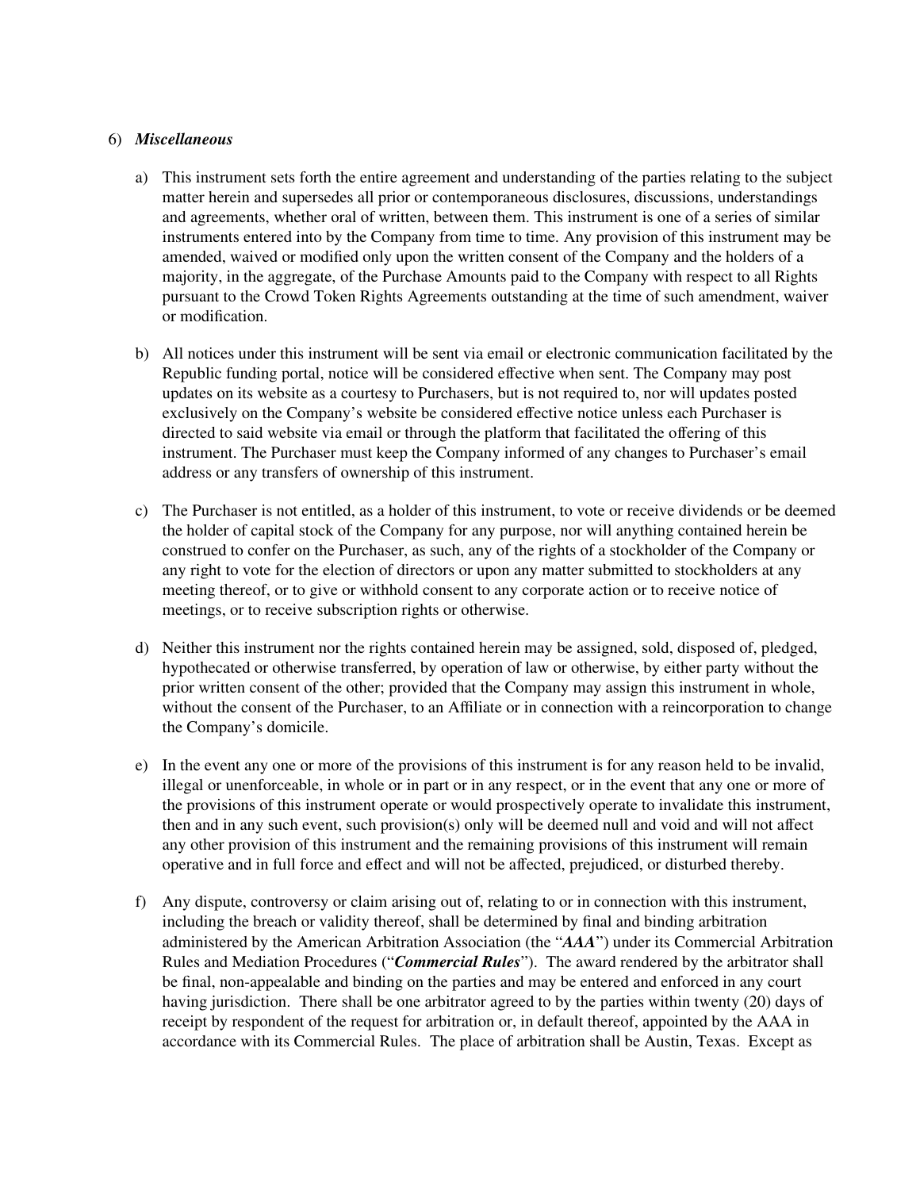6) ***Miscellaneous***

a) This instrument sets forth the entire agreement and understanding of the parties relating to the subject matter herein and supersedes all prior or contemporaneous disclosures, discussions, understandings and agreements, whether oral of written, between them. This instrument is one of a series of similar instruments entered into by the Company from time to time. Any provision of this instrument may be amended, waived or modified only upon the written consent of the Company and the holders of a majority, in the aggregate, of the Purchase Amounts paid to the Company with respect to all Rights pursuant to the Crowd Token Rights Agreements outstanding at the time of such amendment, waiver or modification.

b) All notices under this instrument will be sent via email or electronic communication facilitated by the Republic funding portal, notice will be considered effective when sent. The Company may post updates on its website as a courtesy to Purchasers, but is not required to, nor will updates posted exclusively on the Company's website be considered effective notice unless each Purchaser is directed to said website via email or through the platform that facilitated the offering of this instrument. The Purchaser must keep the Company informed of any changes to Purchaser's email address or any transfers of ownership of this instrument.

c) The Purchaser is not entitled, as a holder of this instrument, to vote or receive dividends or be deemed the holder of capital stock of the Company for any purpose, nor will anything contained herein be construed to confer on the Purchaser, as such, any of the rights of a stockholder of the Company or any right to vote for the election of directors or upon any matter submitted to stockholders at any meeting thereof, or to give or withhold consent to any corporate action or to receive notice of meetings, or to receive subscription rights or otherwise.

d) Neither this instrument nor the rights contained herein may be assigned, sold, disposed of, pledged, hypothecated or otherwise transferred, by operation of law or otherwise, by either party without the prior written consent of the other; provided that the Company may assign this instrument in whole, without the consent of the Purchaser, to an Affiliate or in connection with a reincorporation to change the Company's domicile.

e) In the event any one or more of the provisions of this instrument is for any reason held to be invalid, illegal or unenforceable, in whole or in part or in any respect, or in the event that any one or more of the provisions of this instrument operate or would prospectively operate to invalidate this instrument, then and in any such event, such provision(s) only will be deemed null and void and will not affect any other provision of this instrument and the remaining provisions of this instrument will remain operative and in full force and effect and will not be affected, prejudiced, or disturbed thereby.

f) Any dispute, controversy or claim arising out of, relating to or in connection with this instrument, including the breach or validity thereof, shall be determined by final and binding arbitration administered by the American Arbitration Association (the "***AAA***") under its Commercial Arbitration Rules and Mediation Procedures ("***Commercial Rules***"). The award rendered by the arbitrator shall be final, non-appealable and binding on the parties and may be entered and enforced in any court having jurisdiction. There shall be one arbitrator agreed to by the parties within twenty (20) days of receipt by respondent of the request for arbitration or, in default thereof, appointed by the AAA in accordance with its Commercial Rules. The place of arbitration shall be Austin, Texas. Except as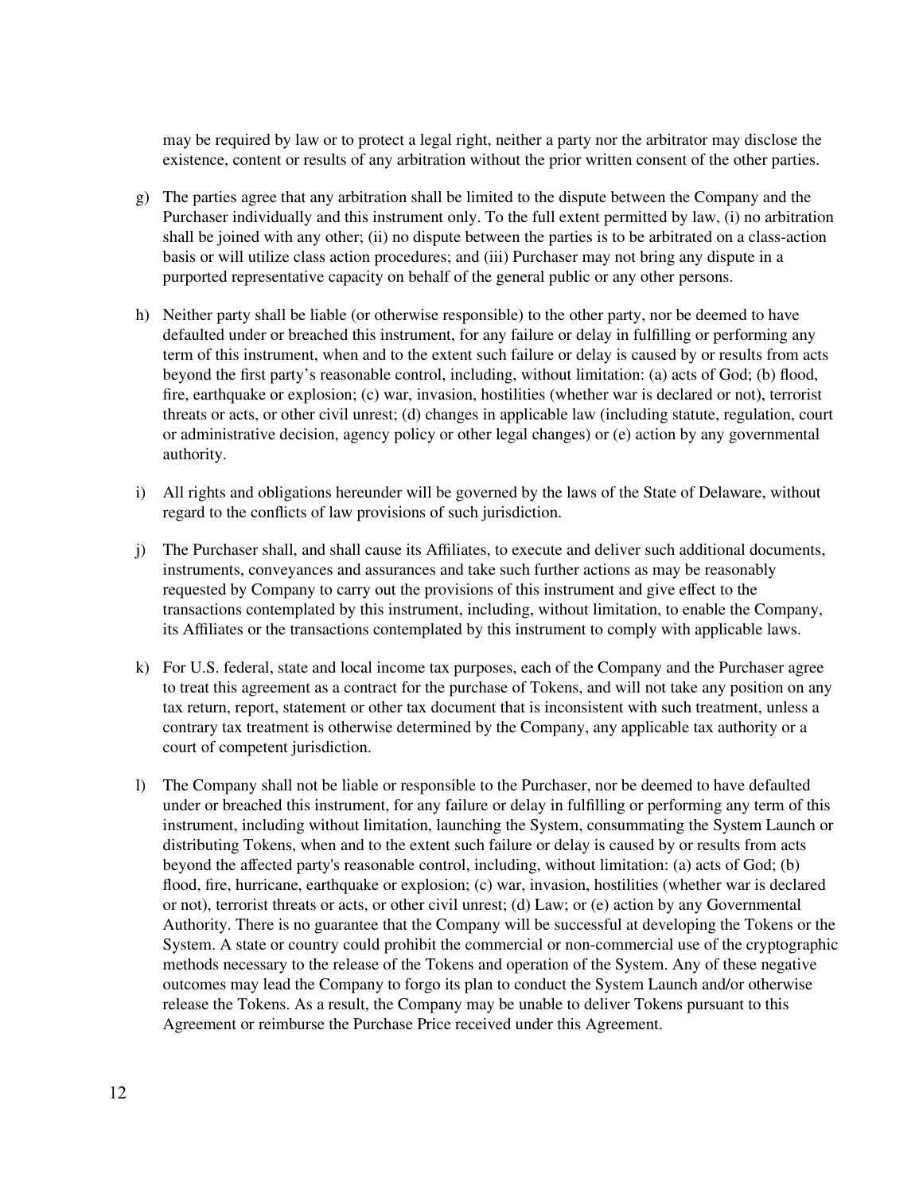may be required by law or to protect a legal right, neither a party nor the arbitrator may disclose the existence, content or results of any arbitration without the prior written consent of the other parties.

g) The parties agree that any arbitration shall be limited to the dispute between the Company and the Purchaser individually and this instrument only. To the full extent permitted by law, (i) no arbitration shall be joined with any other; (ii) no dispute between the parties is to be arbitrated on a class-action basis or will utilize class action procedures; and (iii) Purchaser may not bring any dispute in a purported representative capacity on behalf of the general public or any other persons.

h) Neither party shall be liable (or otherwise responsible) to the other party, nor be deemed to have defaulted under or breached this instrument, for any failure or delay in fulfilling or performing any term of this instrument, when and to the extent such failure or delay is caused by or results from acts beyond the first party's reasonable control, including, without limitation: (a) acts of God; (b) flood, fire, earthquake or explosion; (c) war, invasion, hostilities (whether war is declared or not), terrorist threats or acts, or other civil unrest; (d) changes in applicable law (including statute, regulation, court or administrative decision, agency policy or other legal changes) or (e) action by any governmental authority.

i) All rights and obligations hereunder will be governed by the laws of the State of Delaware, without regard to the conflicts of law provisions of such jurisdiction.

j) The Purchaser shall, and shall cause its Affiliates, to execute and deliver such additional documents, instruments, conveyances and assurances and take such further actions as may be reasonably requested by Company to carry out the provisions of this instrument and give effect to the transactions contemplated by this instrument, including, without limitation, to enable the Company, its Affiliates or the transactions contemplated by this instrument to comply with applicable laws.

k) For U.S. federal, state and local income tax purposes, each of the Company and the Purchaser agree to treat this agreement as a contract for the purchase of Tokens, and will not take any position on any tax return, report, statement or other tax document that is inconsistent with such treatment, unless a contrary tax treatment is otherwise determined by the Company, any applicable tax authority or a court of competent jurisdiction.

l) The Company shall not be liable or responsible to the Purchaser, nor be deemed to have defaulted under or breached this instrument, for any failure or delay in fulfilling or performing any term of this instrument, including without limitation, launching the System, consummating the System Launch or distributing Tokens, when and to the extent such failure or delay is caused by or results from acts beyond the affected party's reasonable control, including, without limitation: (a) acts of God; (b) flood, fire, hurricane, earthquake or explosion; (c) war, invasion, hostilities (whether war is declared or not), terrorist threats or acts, or other civil unrest; (d) Law; or (e) action by any Governmental Authority. There is no guarantee that the Company will be successful at developing the Tokens or the System. A state or country could prohibit the commercial or non-commercial use of the cryptographic methods necessary to the release of the Tokens and operation of the System. Any of these negative outcomes may lead the Company to forgo its plan to conduct the System Launch and/or otherwise release the Tokens. As a result, the Company may be unable to deliver Tokens pursuant to this Agreement or reimburse the Purchase Price received under this Agreement.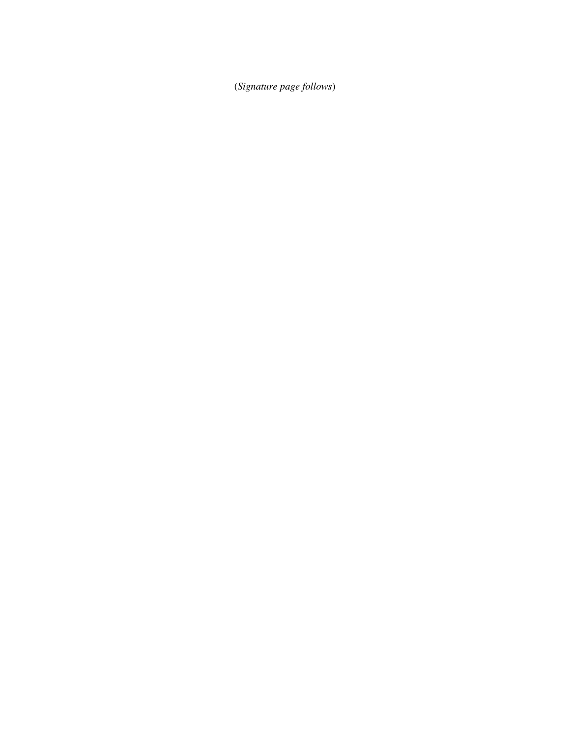(*Signature page follows*)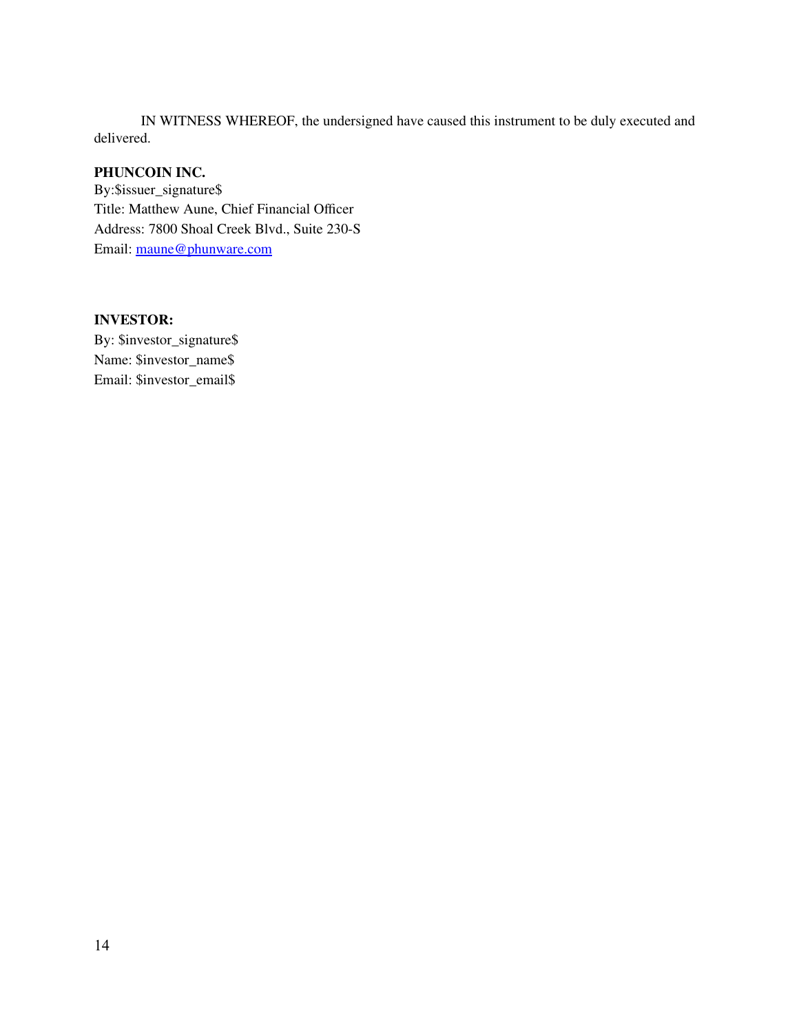IN WITNESS WHEREOF, the undersigned have caused this instrument to be duly executed and delivered.

**PHUNCOIN INC.**
By:$issuer_signature$
Title: Matthew Aune, Chief Financial Officer
Address: 7800 Shoal Creek Blvd., Suite 230-S
Email: maune@phunware.com

**INVESTOR:**
By: $investor_signature$
Name: $investor_name$
Email: $investor_email$